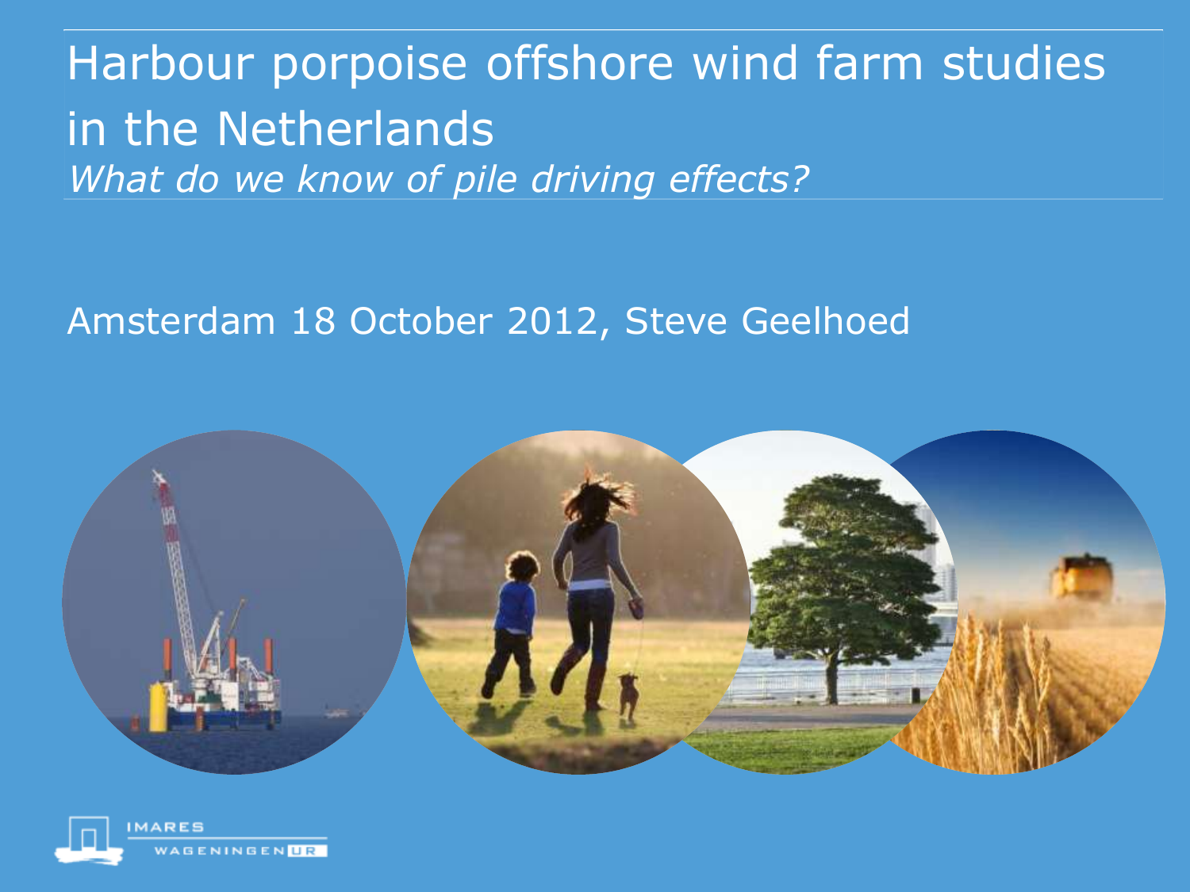# Harbour porpoise offshore wind farm studies in the Netherlands

*What do we know of pile driving effects?*

Amsterdam 18 October 2012, Steve Geelhoed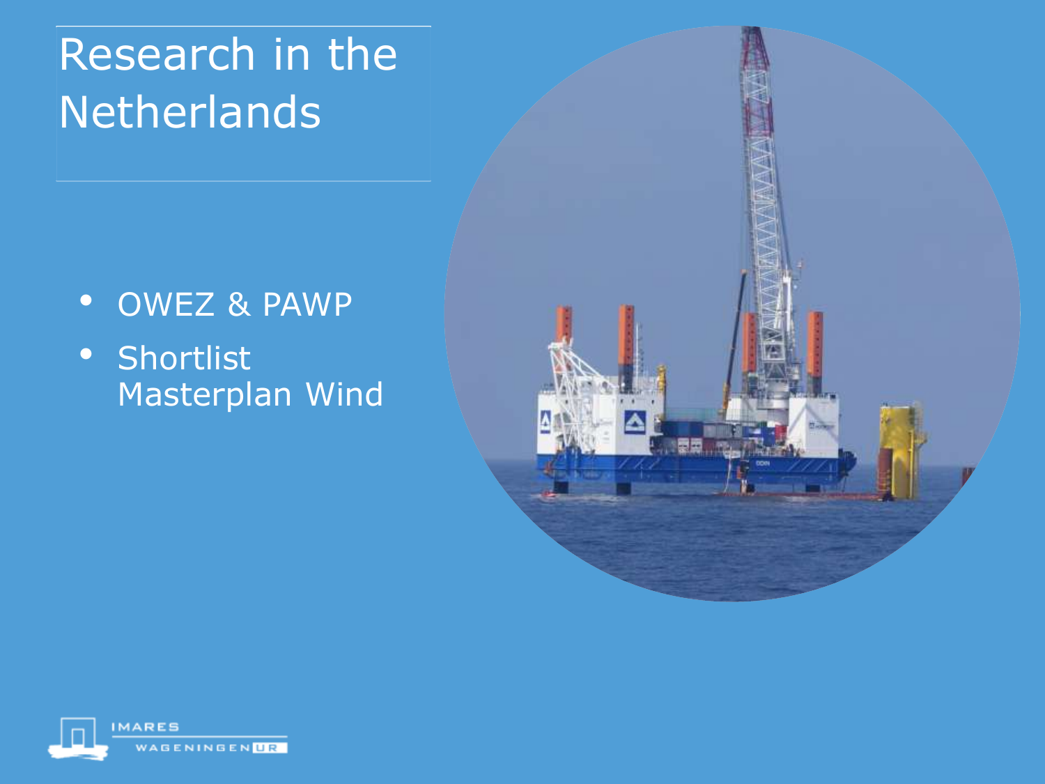# Research in the Netherlands

- OWEZ & PAWP
- Shortlist Masterplan Wind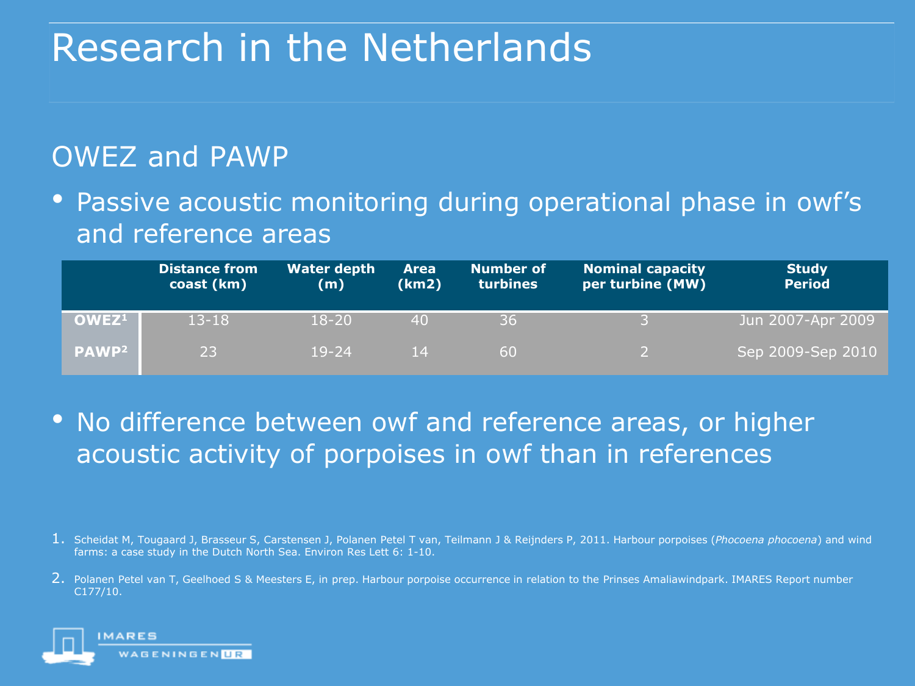# Research in the Netherlands

## OWEZ and PAWP

- Passive acoustic monitoring during operational phase in owf's and reference areas

| | Distance from coast (km) | Water depth (m) | Area (km2) | Number of turbines | Nominal capacity per turbine (MW) | Study Period |
|---|---|---|---|---|---|---|
| **OWEZ[1]** | 13-18 | 18-20 | 40 | 36 | 3 | Jun 2007-Apr 2009 |
| **PAWP[2]** | 23 | 19-24 | 14 | 60 | 2 | Sep 2009-Sep 2010 |

- No difference between owf and reference areas, or higher acoustic activity of porpoises in owf than in references

1. Scheidat M, Tougaard J, Brasseur S, Carstensen J, Polanen Petel T van, Teilmann J & Reijnders P, 2011. Harbour porpoises (*Phocoena phocoena*) and wind farms: a case study in the Dutch North Sea. Environ Res Lett 6: 1-10.
2. Polanen Petel van T, Geelhoed S & Meesters E, in prep. Harbour porpoise occurrence in relation to the Prinses Amaliawindpark. IMARES Report number C177/10.

IMARES WAGENINGEN UR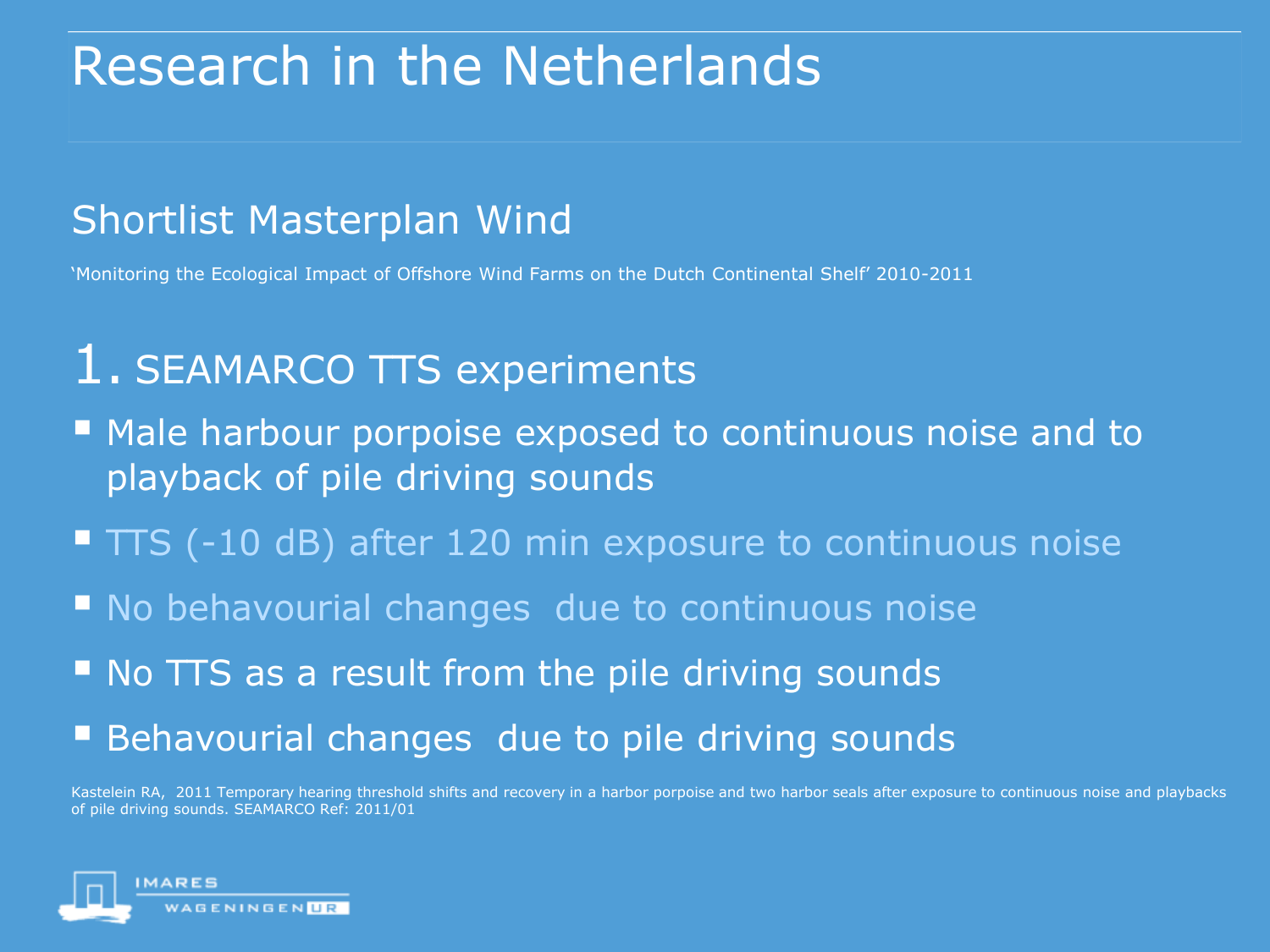# Research in the Netherlands

## Shortlist Masterplan Wind

'Monitoring the Ecological Impact of Offshore Wind Farms on the Dutch Continental Shelf' 2010-2011

## 1. SEAMARCO TTS experiments

- Male harbour porpoise exposed to continuous noise and to playback of pile driving sounds
- TTS (-10 dB) after 120 min exposure to continuous noise
- No behavourial changes due to continuous noise
- No TTS as a result from the pile driving sounds
- Behavourial changes due to pile driving sounds

Kastelein RA, 2011 Temporary hearing threshold shifts and recovery in a harbor porpoise and two harbor seals after exposure to continuous noise and playbacks of pile driving sounds. SEAMARCO Ref: 2011/01

IMARES WAGENINGEN UR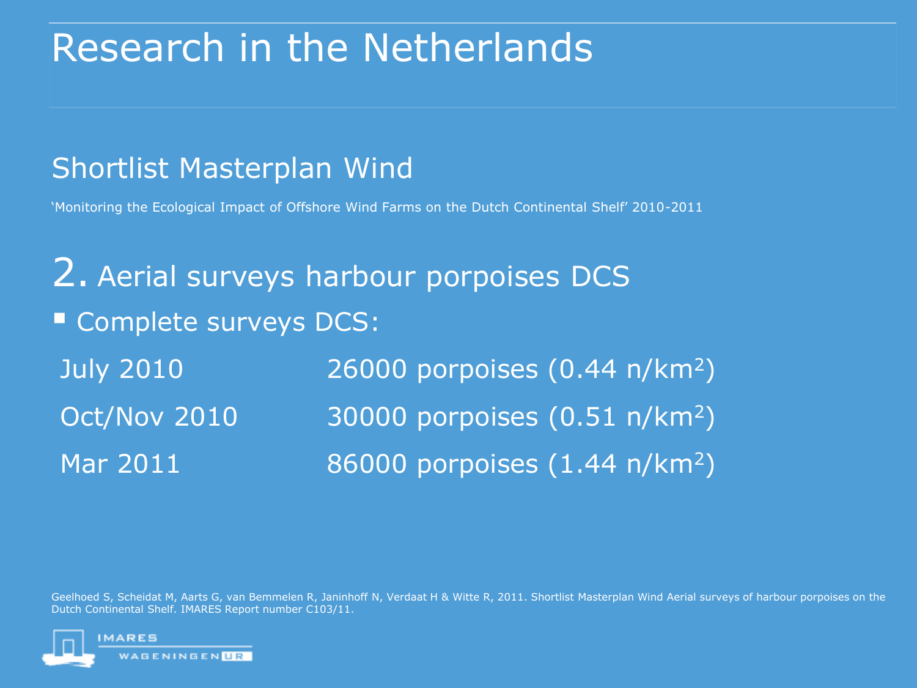# Research in the Netherlands

## Shortlist Masterplan Wind

'Monitoring the Ecological Impact of Offshore Wind Farms on the Dutch Continental Shelf' 2010-2011

### 2. Aerial surveys harbour porpoises DCS

- Complete surveys DCS:

| | |
|---|---|
| July 2010 | 26000 porpoises (0.44 n/km$^2$) |
| Oct/Nov 2010 | 30000 porpoises (0.51 n/km$^2$) |
| Mar 2011 | 86000 porpoises (1.44 n/km$^2$) |

Geelhoed S, Scheidat M, Aarts G, van Bemmelen R, Janinhoff N, Verdaat H & Witte R, 2011. Shortlist Masterplan Wind Aerial surveys of harbour porpoises on the Dutch Continental Shelf. IMARES Report number C103/11.

IMARES WAGENINGEN UR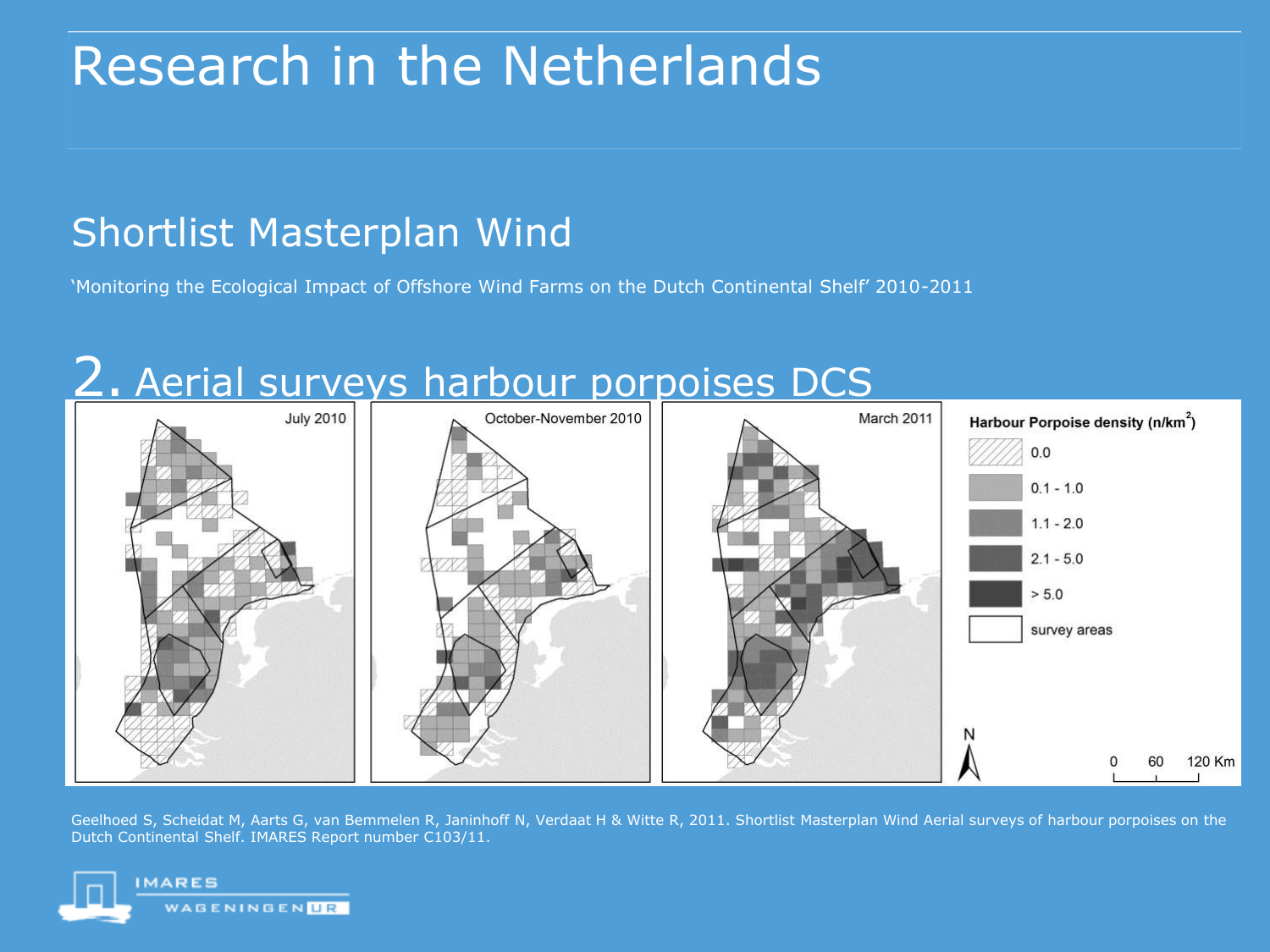# Research in the Netherlands

## Shortlist Masterplan Wind

'Monitoring the Ecological Impact of Offshore Wind Farms on the Dutch Continental Shelf' 2010-2011

## 2. Aerial surveys harbour porpoises DCS

July 2010 | October-November 2010 | March 2011

**Harbour Porpoise density (n/km$^2$)**

- 0.0
- 0.1 - 1.0
- 1.1 - 2.0
- 2.1 - 5.0
- > 5.0
- survey areas

N

0 60 120 Km

Geelhoed S, Scheidat M, Aarts G, van Bemmelen R, Janinhoff N, Verdaat H & Witte R, 2011. Shortlist Masterplan Wind Aerial surveys of harbour porpoises on the Dutch Continental Shelf. IMARES Report number C103/11.

IMARES WAGENINGEN UR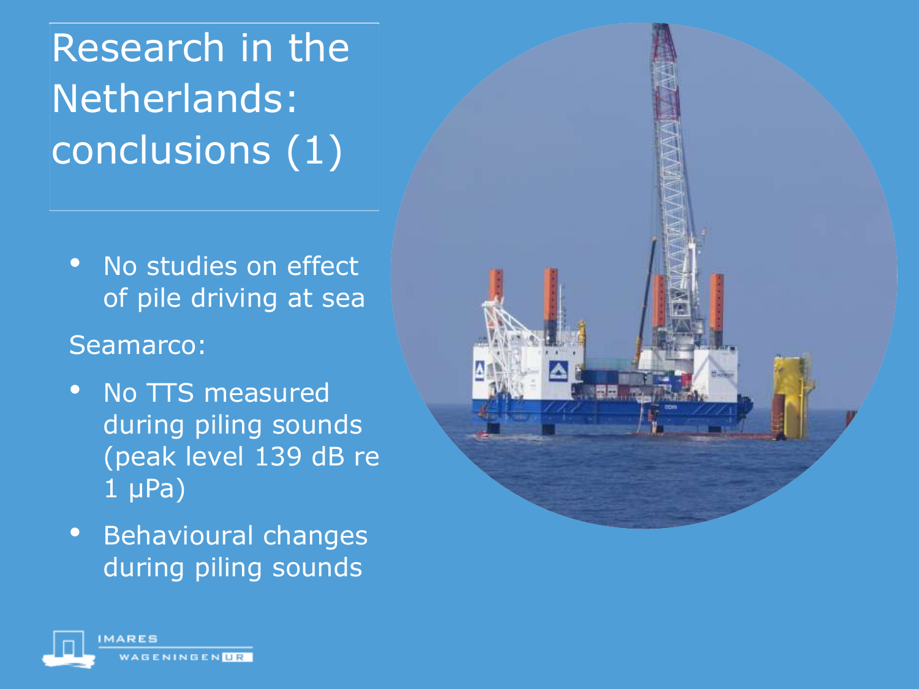# Research in the Netherlands: conclusions (1)

- No studies on effect of pile driving at sea

Seamarco:

- No TTS measured during piling sounds (peak level 139 dB re 1 μPa)
- Behavioural changes during piling sounds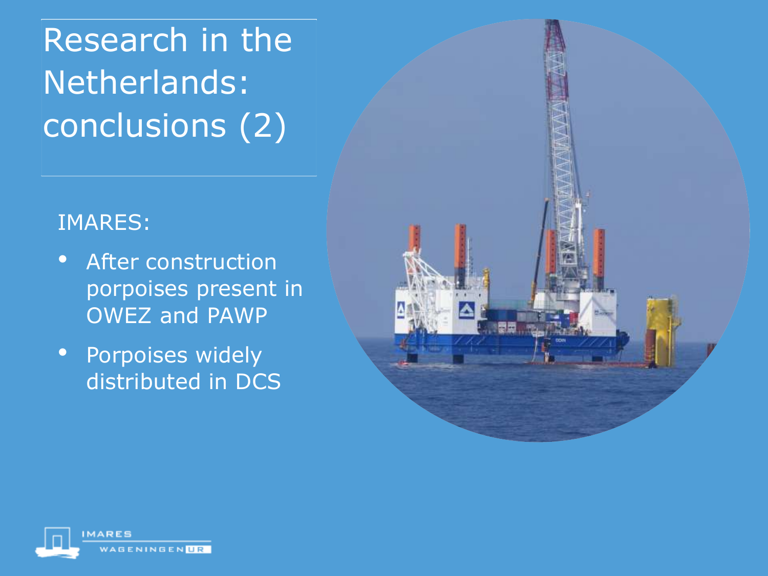# Research in the Netherlands: conclusions (2)

IMARES:

- After construction porpoises present in OWEZ and PAWP
- Porpoises widely distributed in DCS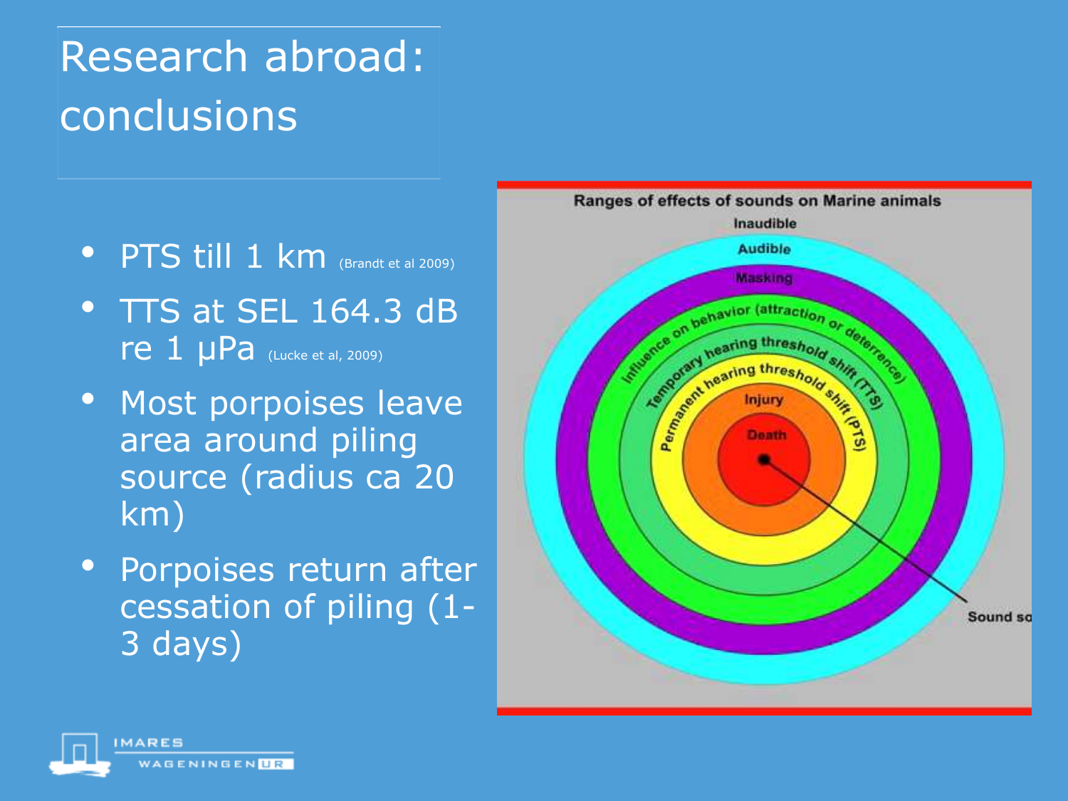# Research abroad: conclusions

- PTS till 1 km (Brandt et al 2009)
- TTS at SEL 164.3 dB re 1 μPa (Lucke et al, 2009)
- Most porpoises leave area around piling source (radius ca 20 km)
- Porpoises return after cessation of piling (1-3 days)

Ranges of effects of sounds on Marine animals

Inaudible

Audible

Masking

Influence on behavior (attraction or deterrence)

Temporary hearing threshold shift (TTS)

Permanent hearing threshold shift (PTS)

Injury

Death

Sound so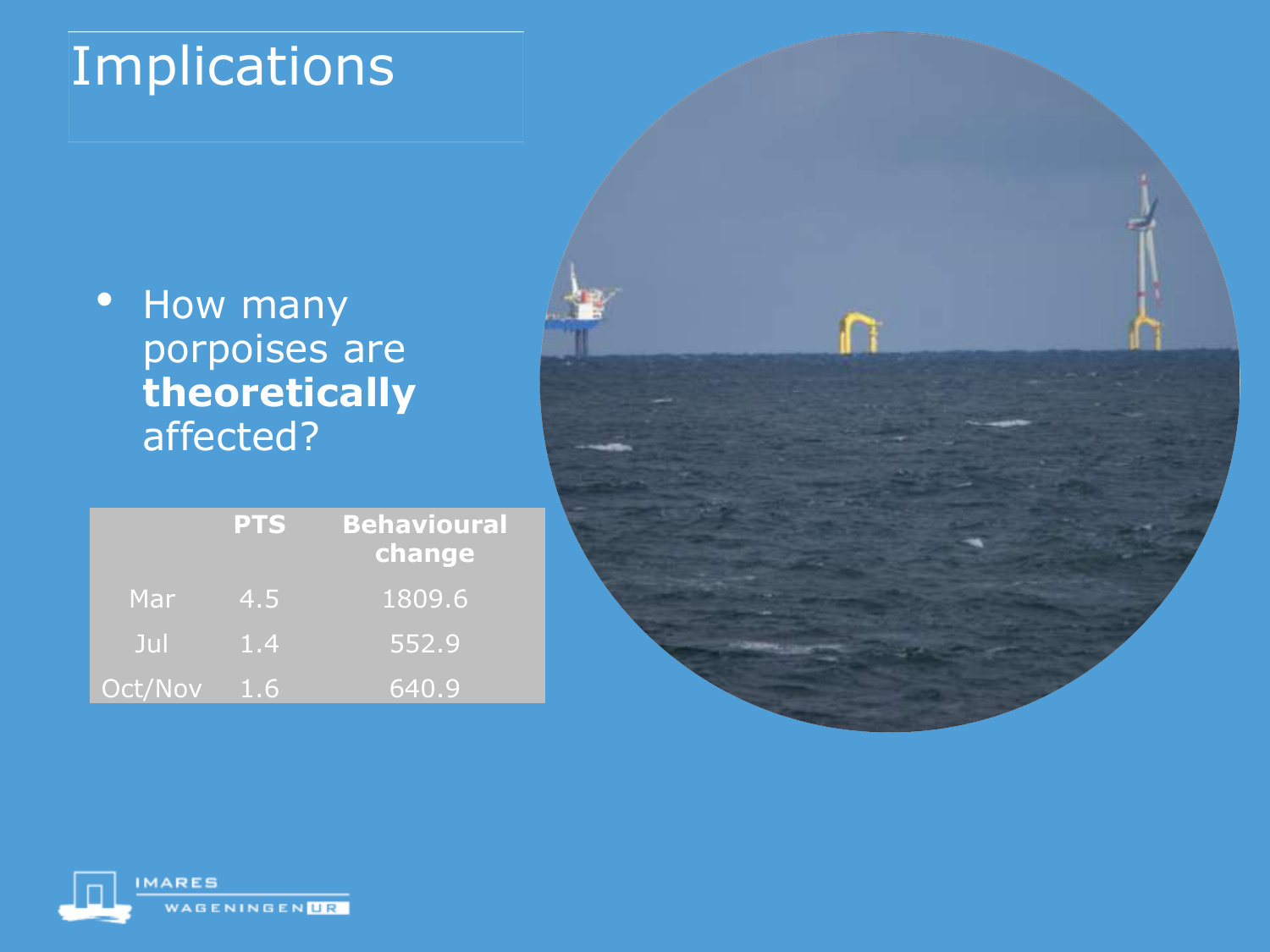# Implications

- How many porpoises are **theoretically** affected?

| | PTS | Behavioural change |
|---|---|---|
| Mar | 4.5 | 1809.6 |
| Jul | 1.4 | 552.9 |
| Oct/Nov | 1.6 | 640.9 |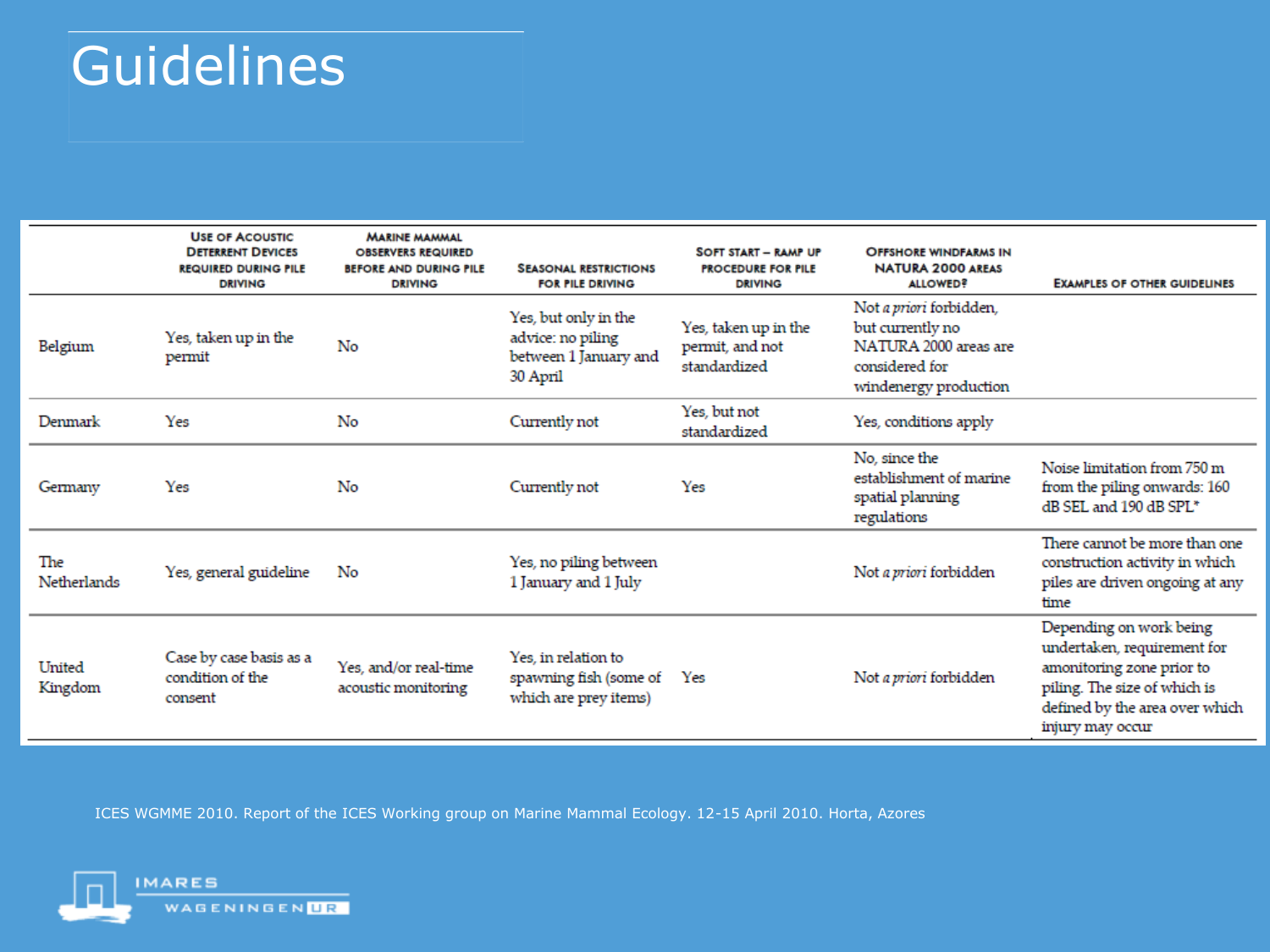# Guidelines

| | Use of Acoustic Deterrent Devices required during pile driving | Marine mammal observers required before and during pile driving | Seasonal restrictions for pile driving | Soft start – ramp up procedure for pile driving | Offshore windfarms in NATURA 2000 areas allowed? | Examples of other guidelines |
|---|---|---|---|---|---|---|
| Belgium | Yes, taken up in the permit | No | Yes, but only in the advice: no piling between 1 January and 30 April | Yes, taken up in the permit, and not standardized | Not *a priori* forbidden, but currently no NATURA 2000 areas are considered for windenergy production | |
| Denmark | Yes | No | Currently not | Yes, but not standardized | Yes, conditions apply | |
| Germany | Yes | No | Currently not | Yes | No, since the establishment of marine spatial planning regulations | Noise limitation from 750 m from the piling onwards: 160 dB SEL and 190 dB SPL* |
| The Netherlands | Yes, general guideline | No | Yes, no piling between 1 January and 1 July | | Not *a priori* forbidden | There cannot be more than one construction activity in which piles are driven ongoing at any time |
| United Kingdom | Case by case basis as a condition of the consent | Yes, and/or real-time acoustic monitoring | Yes, in relation to spawning fish (some of which are prey items) | Yes | Not *a priori* forbidden | Depending on work being undertaken, requirement for amonitoring zone prior to piling. The size of which is defined by the area over which injury may occur |

ICES WGMME 2010. Report of the ICES Working group on Marine Mammal Ecology. 12-15 April 2010. Horta, Azores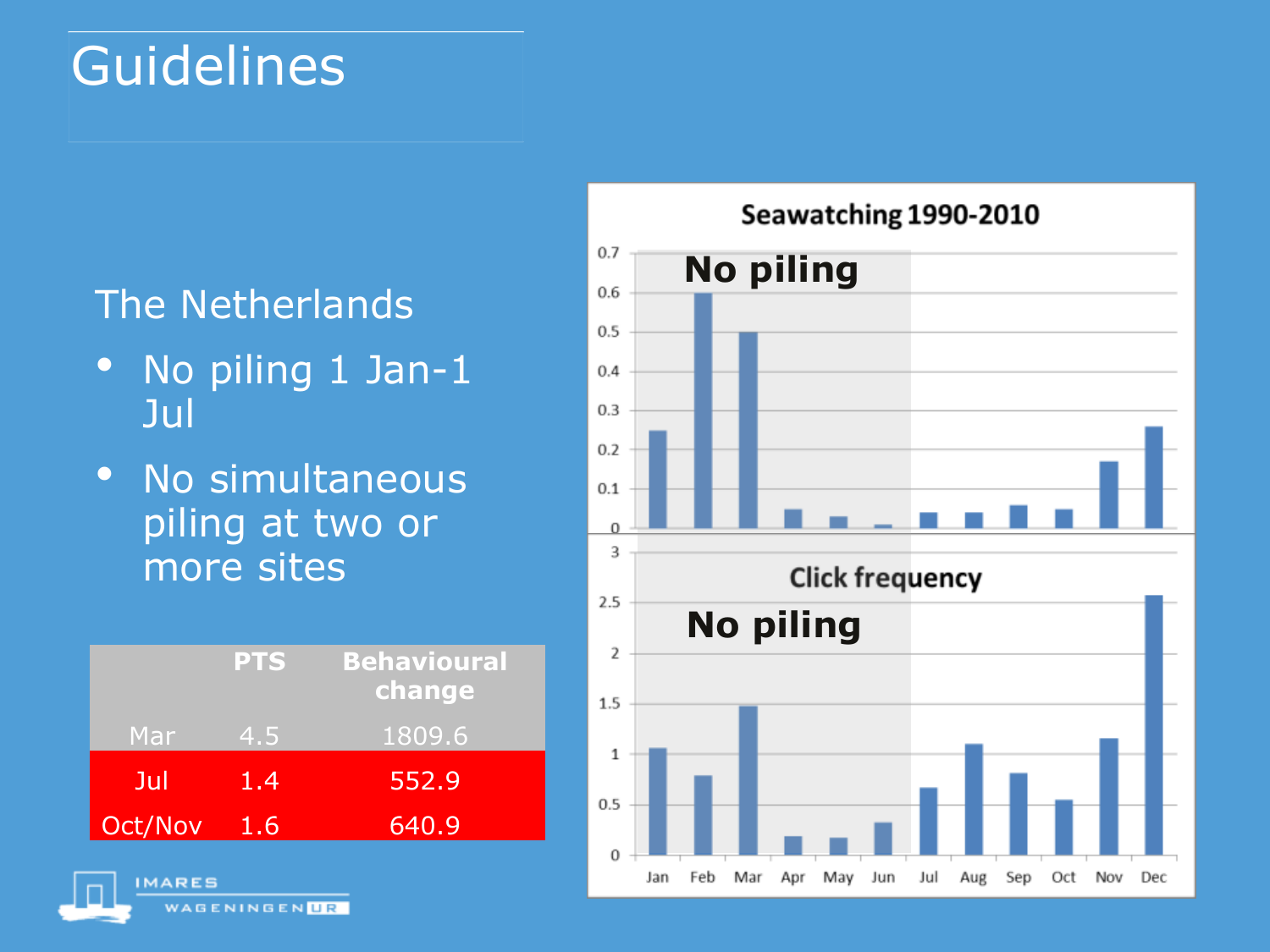# Guidelines

The Netherlands

- No piling 1 Jan-1 Jul
- No simultaneous piling at two or more sites

| | PTS | Behavioural change |
|---|---|---|
| Mar | 4.5 | 1809.6 |
| Jul | 1.4 | 552.9 |
| Oct/Nov | 1.6 | 640.9 |

Seawatching 1990-2010

No piling

Click frequency

No piling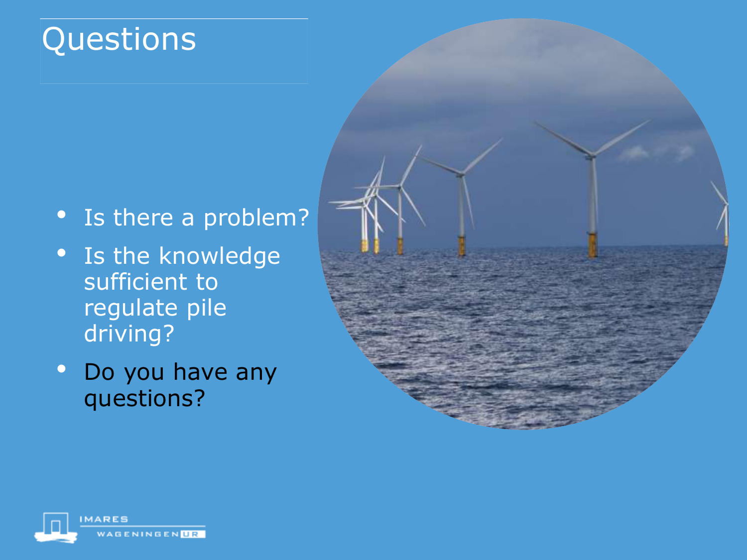# Questions

- Is there a problem?
- Is the knowledge sufficient to regulate pile driving?
- Do you have any questions?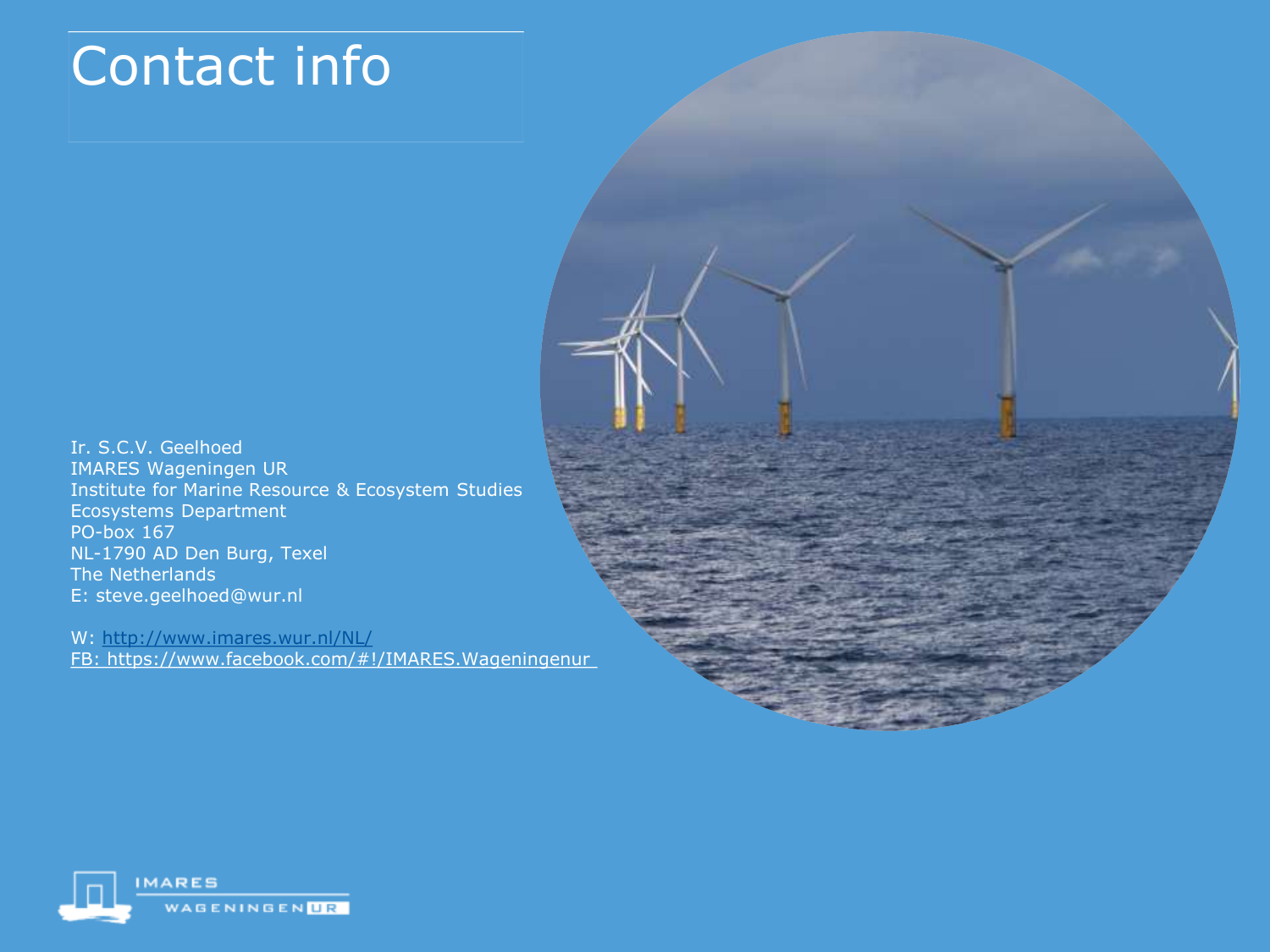# Contact info

Ir. S.C.V. Geelhoed
IMARES Wageningen UR
Institute for Marine Resource & Ecosystem Studies
Ecosystems Department
PO-box 167
NL-1790 AD Den Burg, Texel
The Netherlands
E: steve.geelhoed@wur.nl

W: http://www.imares.wur.nl/NL/
FB: https://www.facebook.com/#!/IMARES.Wageningenur